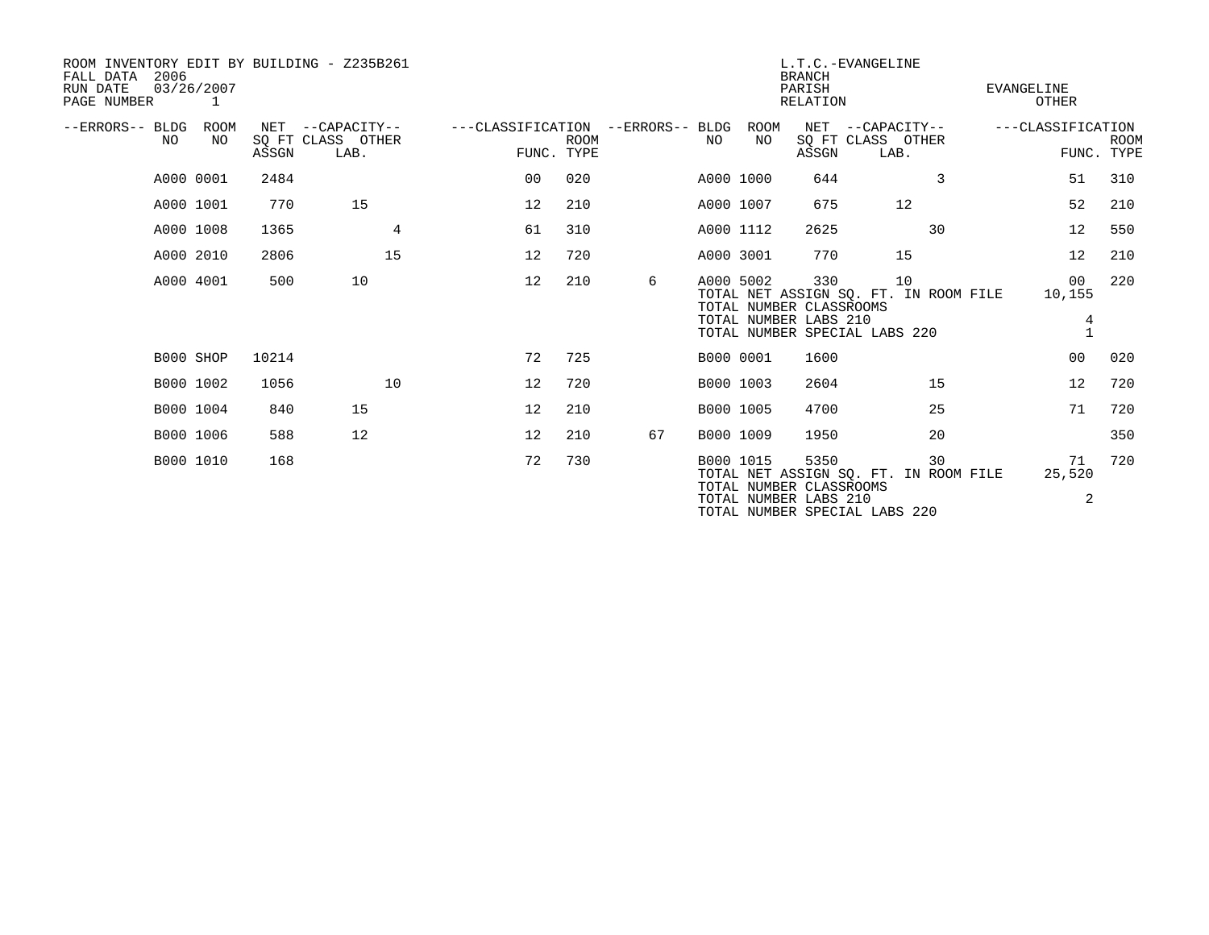ROOM INVENTORY EDIT BY BUILDING - Z235B261
FALL DATA 2006
RUN DATE 03/26/2007
PAGE NUMBER 1

L.T.C.-EVANGELINE
BRANCH
PARISH EVANGELINE
RELATION OTHER

| --ERRORS-- | BLDG NO | ROOM NO | NET SQ FT ASSGN | --CAPACITY-- CLASS LAB. | OTHER | ---CLASSIFICATION FUNC. | ROOM TYPE | --ERRORS-- | BLDG NO | ROOM NO | NET SQ FT ASSGN | --CAPACITY-- CLASS LAB. | OTHER | ---CLASSIFICATION FUNC. | ROOM TYPE |
|---|---|---|---|---|---|---|---|---|---|---|---|---|---|---|---|
| | A000 | 0001 | 2484 | | | 00 | 020 | | A000 | 1000 | 644 | | 3 | 51 | 310 |
| | A000 | 1001 | 770 | 15 | | 12 | 210 | | A000 | 1007 | 675 | 12 | | 52 | 210 |
| | A000 | 1008 | 1365 | | 4 | 61 | 310 | | A000 | 1112 | 2625 | | 30 | 12 | 550 |
| | A000 | 2010 | 2806 | | 15 | 12 | 720 | | A000 | 3001 | 770 | 15 | | 12 | 210 |
| | A000 | 4001 | 500 | 10 | | 12 | 210 | 6 | A000 | 5002 | 330 | 10 | | 00 | 220 |
| | | | | | | | | | TOTAL NET ASSIGN SQ. FT. IN ROOM FILE | | | | | 10,155 | |
| | | | | | | | | | TOTAL NUMBER CLASSROOMS | | | | | | |
| | | | | | | | | | TOTAL NUMBER LABS 210 | | | | | 4 | |
| | | | | | | | | | TOTAL NUMBER SPECIAL LABS 220 | | | | | 1 | |
| | B000 | SHOP | 10214 | | | 72 | 725 | | B000 | 0001 | 1600 | | | 00 | 020 |
| | B000 | 1002 | 1056 | | 10 | 12 | 720 | | B000 | 1003 | 2604 | | 15 | 12 | 720 |
| | B000 | 1004 | 840 | 15 | | 12 | 210 | | B000 | 1005 | 4700 | | 25 | 71 | 720 |
| | B000 | 1006 | 588 | 12 | | 12 | 210 | 67 | B000 | 1009 | 1950 | | 20 | | 350 |
| | B000 | 1010 | 168 | | | 72 | 730 | | B000 | 1015 | 5350 | | 30 | 71 | 720 |
| | | | | | | | | | TOTAL NET ASSIGN SQ. FT. IN ROOM FILE | | | | | 25,520 | |
| | | | | | | | | | TOTAL NUMBER CLASSROOMS | | | | | | |
| | | | | | | | | | TOTAL NUMBER LABS 210 | | | | | 2 | |
| | | | | | | | | | TOTAL NUMBER SPECIAL LABS 220 | | | | | | |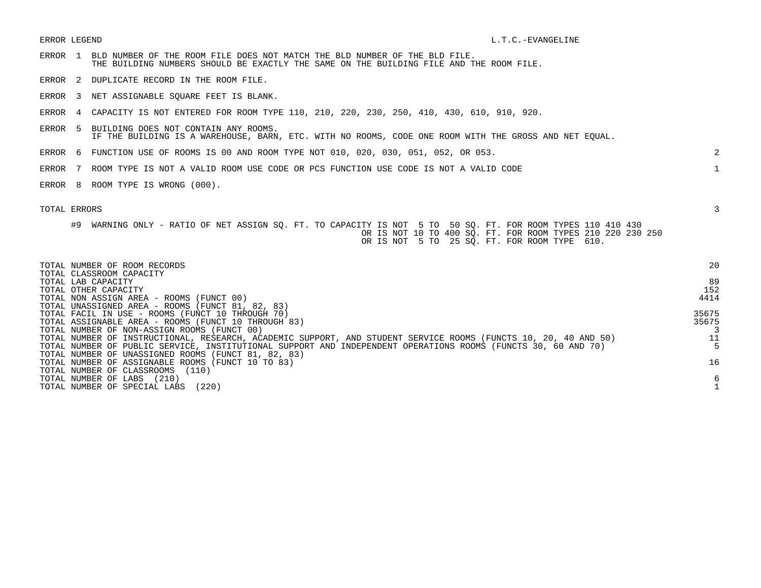ERROR LEGEND L.T.C.-EVANGELINE

| | | |
|---|---|---|
| ERROR 1 | BLD NUMBER OF THE ROOM FILE DOES NOT MATCH THE BLD NUMBER OF THE BLD FILE. THE BUILDING NUMBERS SHOULD BE EXACTLY THE SAME ON THE BUILDING FILE AND THE ROOM FILE. | |
| ERROR 2 | DUPLICATE RECORD IN THE ROOM FILE. | |
| ERROR 3 | NET ASSIGNABLE SQUARE FEET IS BLANK. | |
| ERROR 4 | CAPACITY IS NOT ENTERED FOR ROOM TYPE 110, 210, 220, 230, 250, 410, 430, 610, 910, 920. | |
| ERROR 5 | BUILDING DOES NOT CONTAIN ANY ROOMS. IF THE BUILDING IS A WAREHOUSE, BARN, ETC. WITH NO ROOMS, CODE ONE ROOM WITH THE GROSS AND NET EQUAL. | |
| ERROR 6 | FUNCTION USE OF ROOMS IS 00 AND ROOM TYPE NOT 010, 020, 030, 051, 052, OR 053. | 2 |
| ERROR 7 | ROOM TYPE IS NOT A VALID ROOM USE CODE OR PCS FUNCTION USE CODE IS NOT A VALID CODE | 1 |
| ERROR 8 | ROOM TYPE IS WRONG (000). | |
| TOTAL ERRORS | | 3 |

#9 WARNING ONLY - RATIO OF NET ASSIGN SQ. FT. TO CAPACITY IS NOT 5 TO 50 SQ. FT. FOR ROOM TYPES 110 410 430
OR IS NOT 10 TO 400 SQ. FT. FOR ROOM TYPES 210 220 230 250
OR IS NOT 5 TO 25 SQ. FT. FOR ROOM TYPE 610.

| | |
|---|---|
| TOTAL NUMBER OF ROOM RECORDS | 20 |
| TOTAL CLASSROOM CAPACITY | |
| TOTAL LAB CAPACITY | 89 |
| TOTAL OTHER CAPACITY | 152 |
| TOTAL NON ASSIGN AREA - ROOMS (FUNCT 00) | 4414 |
| TOTAL UNASSIGNED AREA - ROOMS (FUNCT 81, 82, 83) | |
| TOTAL FACIL IN USE - ROOMS (FUNCT 10 THROUGH 70) | 35675 |
| TOTAL ASSIGNABLE AREA - ROOMS (FUNCT 10 THROUGH 83) | 35675 |
| TOTAL NUMBER OF NON-ASSIGN ROOMS (FUNCT 00) | 3 |
| TOTAL NUMBER OF INSTRUCTIONAL, RESEARCH, ACADEMIC SUPPORT, AND STUDENT SERVICE ROOMS (FUNCTS 10, 20, 40 AND 50) | 11 |
| TOTAL NUMBER OF PUBLIC SERVICE, INSTITUTIONAL SUPPORT AND INDEPENDENT OPERATIONS ROOMS (FUNCTS 30, 60 AND 70) | 5 |
| TOTAL NUMBER OF UNASSIGNED ROOMS (FUNCT 81, 82, 83) | |
| TOTAL NUMBER OF ASSIGNABLE ROOMS (FUNCT 10 TO 83) | 16 |
| TOTAL NUMBER OF CLASSROOMS (110) | |
| TOTAL NUMBER OF LABS (210) | 6 |
| TOTAL NUMBER OF SPECIAL LABS (220) | 1 |